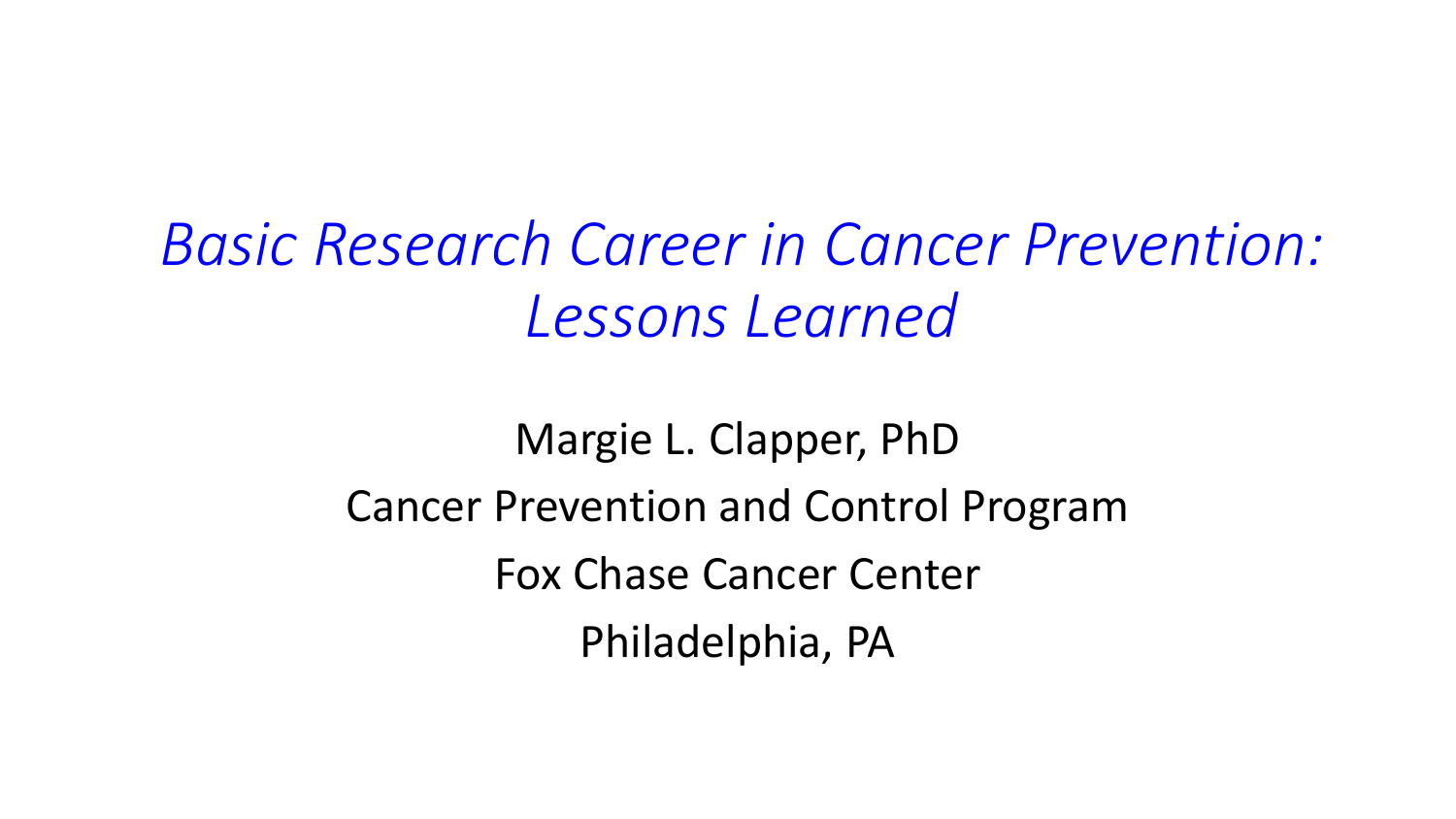# *Basic Research Career in Cancer Prevention: Lessons Learned*

Margie L. Clapper, PhD

Cancer Prevention and Control Program

Fox Chase Cancer Center

Philadelphia, PA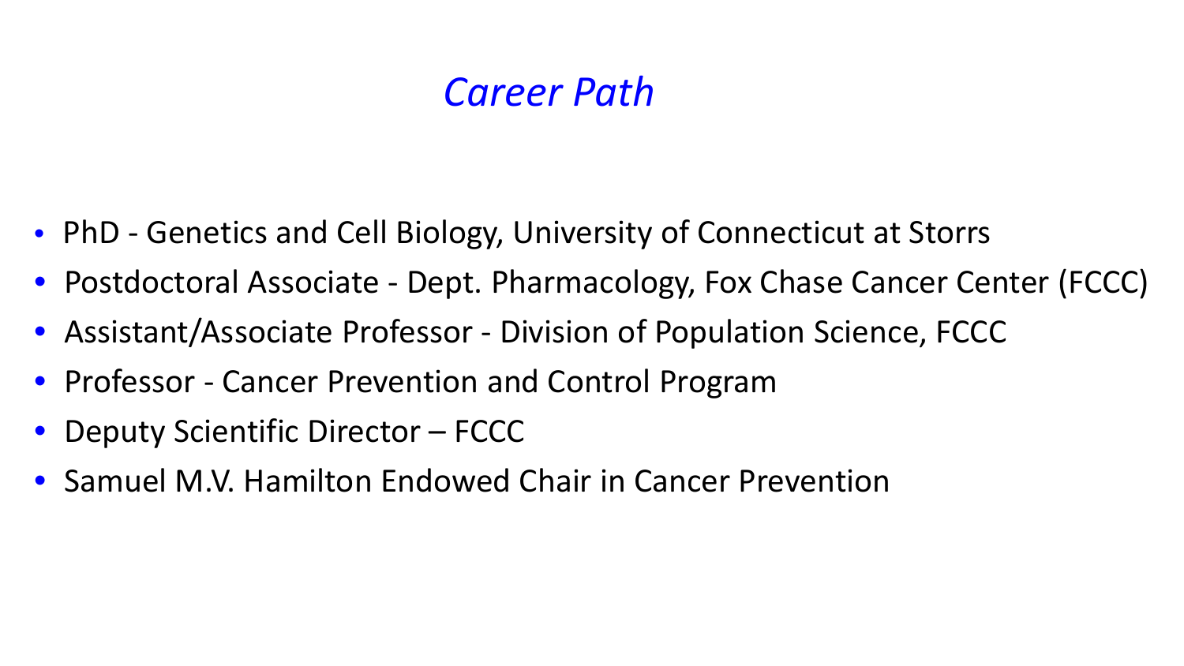# *Career Path*

- PhD - Genetics and Cell Biology, University of Connecticut at Storrs
- Postdoctoral Associate - Dept. Pharmacology, Fox Chase Cancer Center (FCCC)
- Assistant/Associate Professor - Division of Population Science, FCCC
- Professor - Cancer Prevention and Control Program
- Deputy Scientific Director – FCCC
- Samuel M.V. Hamilton Endowed Chair in Cancer Prevention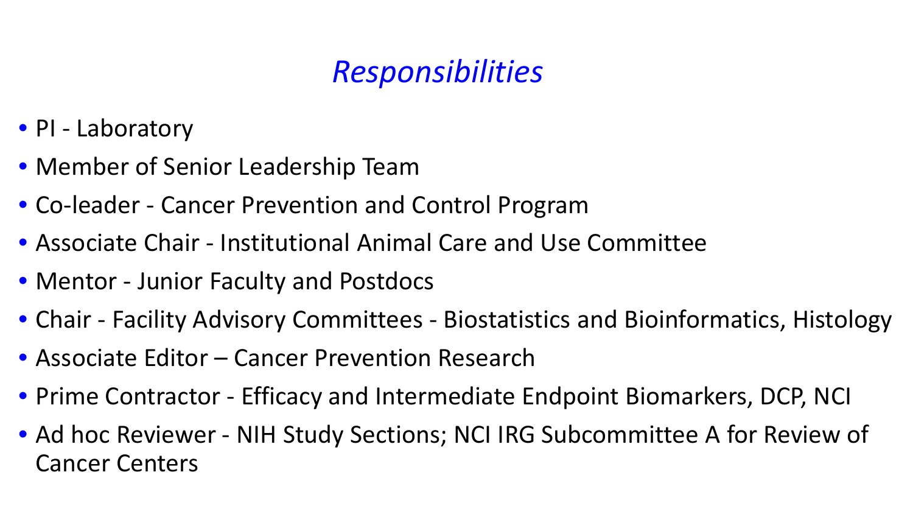# *Responsibilities*

- PI - Laboratory
- Member of Senior Leadership Team
- Co-leader - Cancer Prevention and Control Program
- Associate Chair - Institutional Animal Care and Use Committee
- Mentor - Junior Faculty and Postdocs
- Chair - Facility Advisory Committees - Biostatistics and Bioinformatics, Histology
- Associate Editor – Cancer Prevention Research
- Prime Contractor - Efficacy and Intermediate Endpoint Biomarkers, DCP, NCI
- Ad hoc Reviewer - NIH Study Sections; NCI IRG Subcommittee A for Review of Cancer Centers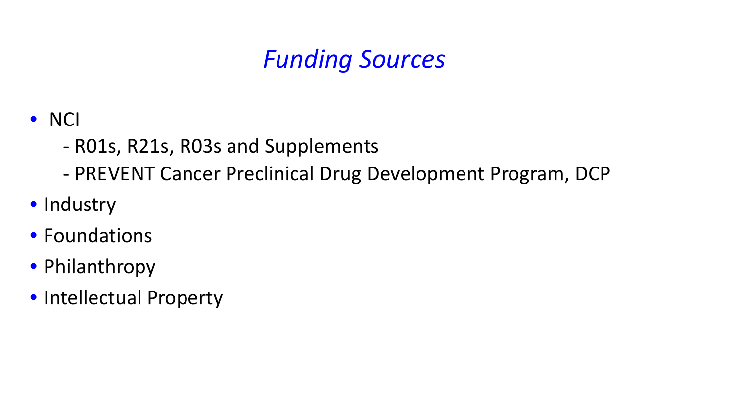# *Funding Sources*

- NCI
  - R01s, R21s, R03s and Supplements
  - PREVENT Cancer Preclinical Drug Development Program, DCP
- Industry
- Foundations
- Philanthropy
- Intellectual Property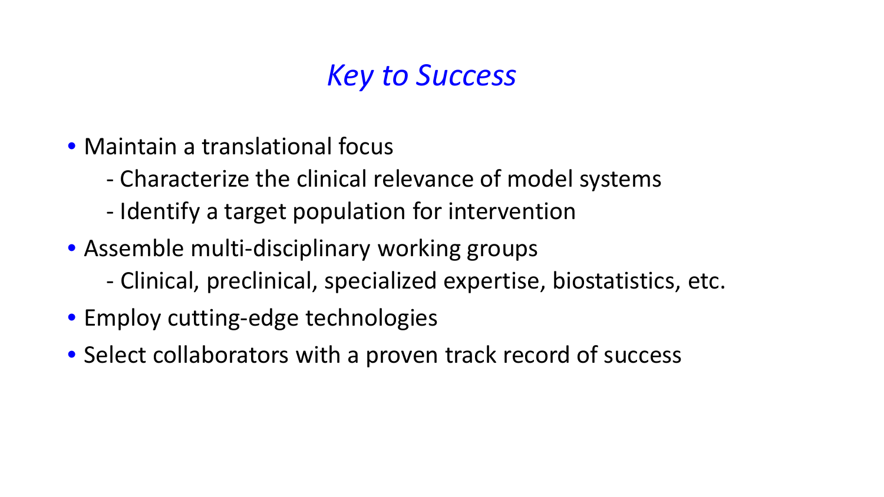## *Key to Success*

- Maintain a translational focus
  - Characterize the clinical relevance of model systems
  - Identify a target population for intervention
- Assemble multi-disciplinary working groups
  - Clinical, preclinical, specialized expertise, biostatistics, etc.
- Employ cutting-edge technologies
- Select collaborators with a proven track record of success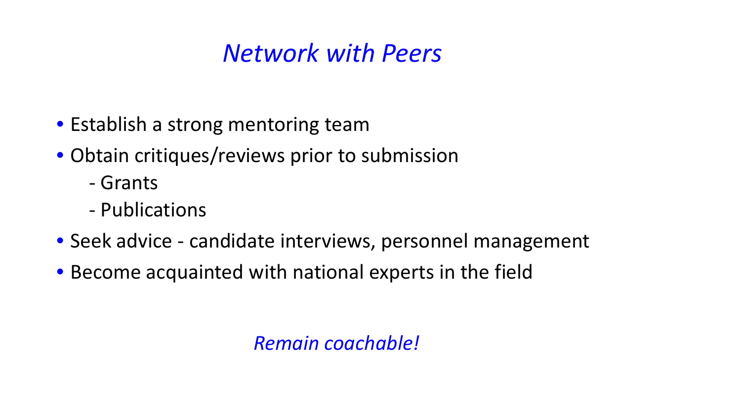# *Network with Peers*

- Establish a strong mentoring team
- Obtain critiques/reviews prior to submission
  - Grants
  - Publications
- Seek advice - candidate interviews, personnel management
- Become acquainted with national experts in the field

*Remain coachable!*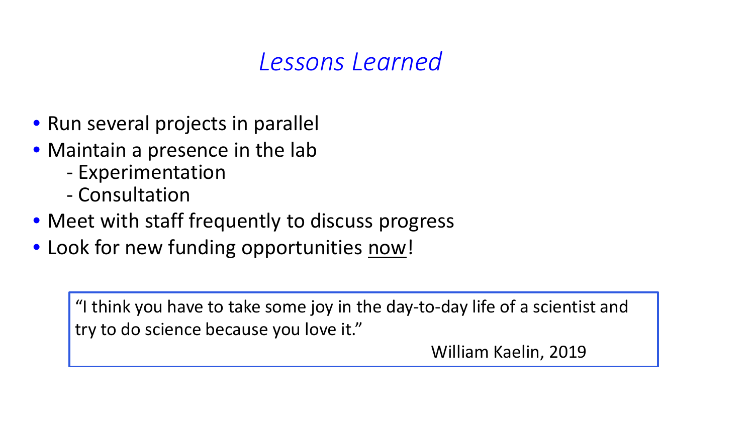# *Lessons Learned*

- Run several projects in parallel
- Maintain a presence in the lab
  - Experimentation
  - Consultation
- Meet with staff frequently to discuss progress
- Look for new funding opportunities <u>now</u>!

> "I think you have to take some joy in the day-to-day life of a scientist and try to do science because you love it."
>
> William Kaelin, 2019